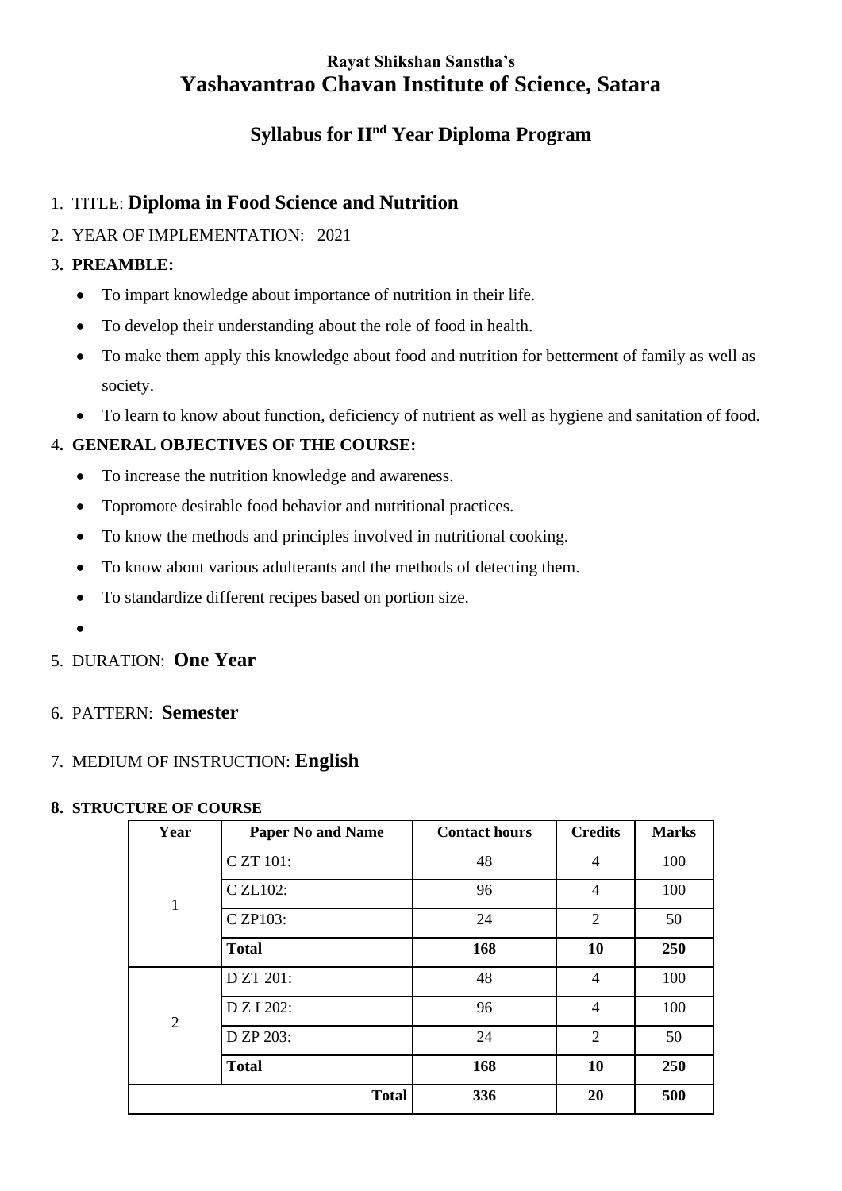**Rayat Shikshan Sanstha's**

# Yashavantrao Chavan Institute of Science, Satara

## Syllabus for II[nd] Year Diploma Program

1. TITLE: **Diploma in Food Science and Nutrition**
2. YEAR OF IMPLEMENTATION: 2021
3. **PREAMBLE:**
   - To impart knowledge about importance of nutrition in their life.
   - To develop their understanding about the role of food in health.
   - To make them apply this knowledge about food and nutrition for betterment of family as well as society.
   - To learn to know about function, deficiency of nutrient as well as hygiene and sanitation of food.
4. **GENERAL OBJECTIVES OF THE COURSE:**
   - To increase the nutrition knowledge and awareness.
   - Topromote desirable food behavior and nutritional practices.
   - To know the methods and principles involved in nutritional cooking.
   - To know about various adulterants and the methods of detecting them.
   - To standardize different recipes based on portion size.
   -
5. DURATION: **One Year**
6. PATTERN: **Semester**
7. MEDIUM OF INSTRUCTION: **English**
8. **STRUCTURE OF COURSE**

| Year | Paper No and Name | Contact hours | Credits | Marks |
|---|---|---|---|---|
| 1 | C ZT 101: | 48 | 4 | 100 |
| | C ZL102: | 96 | 4 | 100 |
| | C ZP103: | 24 | 2 | 50 |
| | **Total** | **168** | **10** | **250** |
| 2 | D ZT 201: | 48 | 4 | 100 |
| | D Z L202: | 96 | 4 | 100 |
| | D ZP 203: | 24 | 2 | 50 |
| | **Total** | **168** | **10** | **250** |
| | **Total** | **336** | **20** | **500** |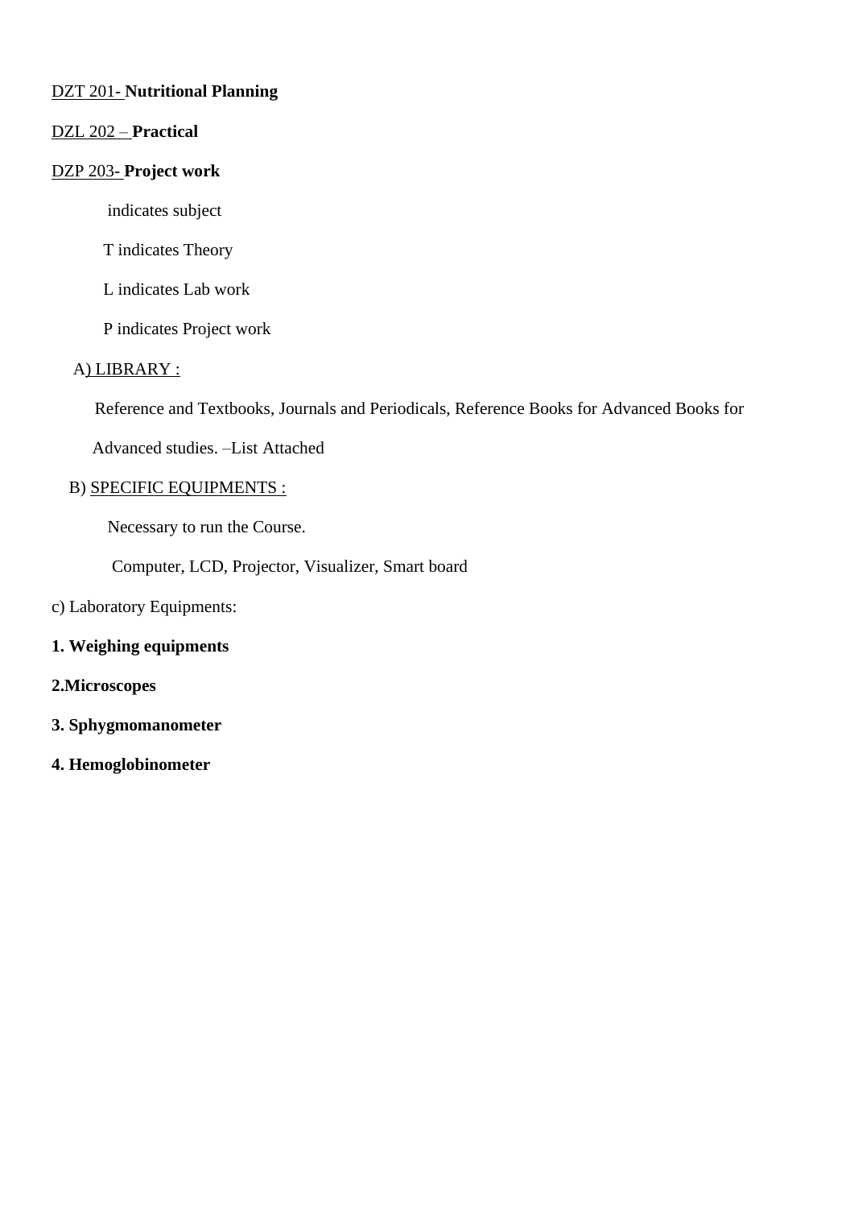DZT 201- **Nutritional Planning**

DZL 202 – **Practical**

DZP 203- **Project work**

indicates subject

T indicates Theory

L indicates Lab work

P indicates Project work

A) LIBRARY :

Reference and Textbooks, Journals and Periodicals, Reference Books for Advanced Books for Advanced studies. –List Attached

B) SPECIFIC EQUIPMENTS :

Necessary to run the Course.

Computer, LCD, Projector, Visualizer, Smart board

c) Laboratory Equipments:

**1. Weighing equipments**

**2.Microscopes**

**3. Sphygmomanometer**

**4. Hemoglobinometer**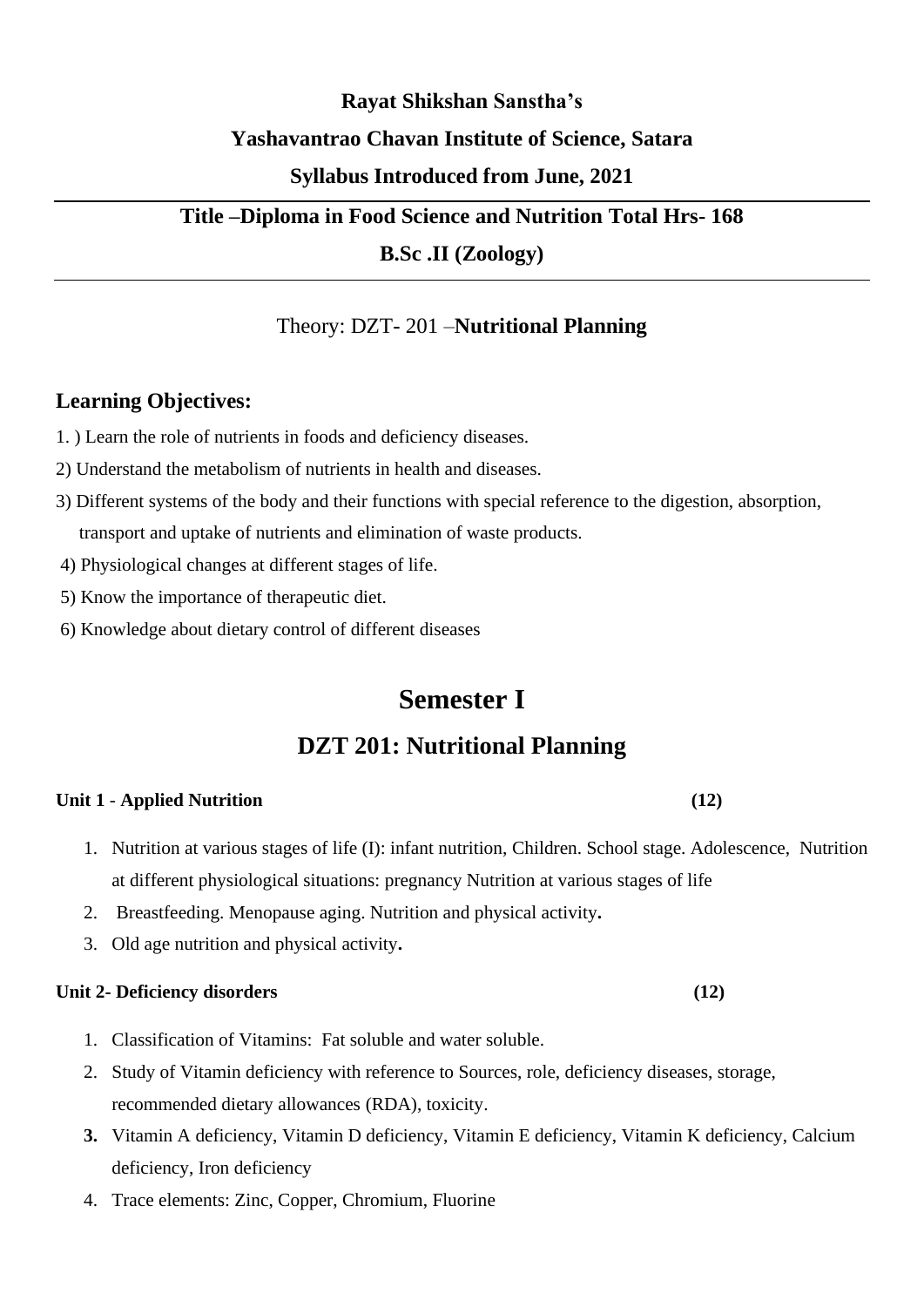**Rayat Shikshan Sanstha's**

**Yashavantrao Chavan Institute of Science, Satara**

**Syllabus Introduced from June, 2021**

---

**Title –Diploma in Food Science and Nutrition Total Hrs- 168**

**B.Sc .II (Zoology)**

---

Theory: DZT- 201 –**Nutritional Planning**

### Learning Objectives:

1. ) Learn the role of nutrients in foods and deficiency diseases.

2) Understand the metabolism of nutrients in health and diseases.

3) Different systems of the body and their functions with special reference to the digestion, absorption, transport and uptake of nutrients and elimination of waste products.

4) Physiological changes at different stages of life.

5) Know the importance of therapeutic diet.

6) Knowledge about dietary control of different diseases

# Semester I

## DZT 201: Nutritional Planning

**Unit 1 - Applied Nutrition (12)**

1. Nutrition at various stages of life (I): infant nutrition, Children. School stage. Adolescence, Nutrition at different physiological situations: pregnancy Nutrition at various stages of life
2. Breastfeeding. Menopause aging. Nutrition and physical activity**.**
3. Old age nutrition and physical activity**.**

**Unit 2- Deficiency disorders (12)**

1. Classification of Vitamins: Fat soluble and water soluble.
2. Study of Vitamin deficiency with reference to Sources, role, deficiency diseases, storage, recommended dietary allowances (RDA), toxicity.
3. Vitamin A deficiency, Vitamin D deficiency, Vitamin E deficiency, Vitamin K deficiency, Calcium deficiency, Iron deficiency
4. Trace elements: Zinc, Copper, Chromium, Fluorine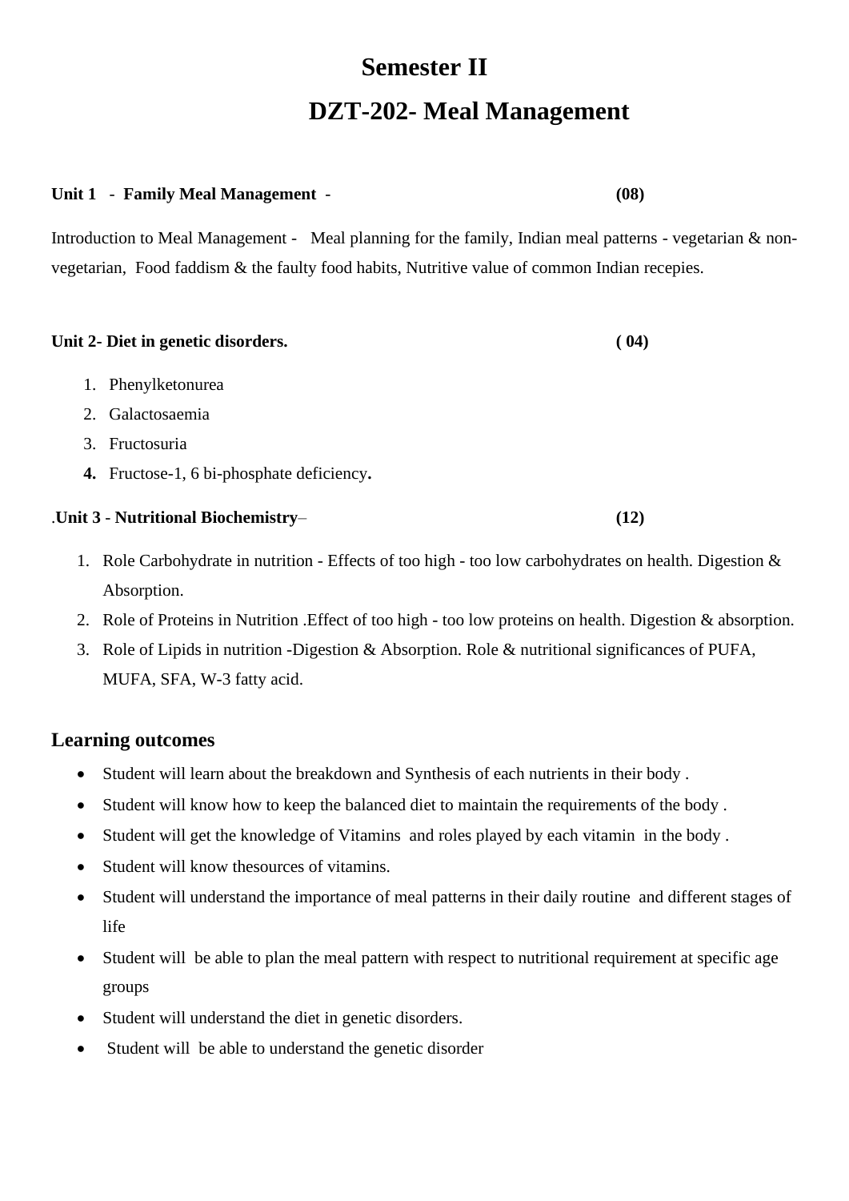# Semester II

# DZT-202- Meal Management

**Unit 1 - Family Meal Management -** **(08)**

Introduction to Meal Management - Meal planning for the family, Indian meal patterns - vegetarian & non-vegetarian, Food faddism & the faulty food habits, Nutritive value of common Indian recepies.

**Unit 2- Diet in genetic disorders.** **( 04)**

1. Phenylketonurea
2. Galactosaemia
3. Fructosuria
4. Fructose-1, 6 bi-phosphate deficiency**.**

.**Unit 3 - Nutritional Biochemistry**– **(12)**

1. Role Carbohydrate in nutrition - Effects of too high - too low carbohydrates on health. Digestion & Absorption.
2. Role of Proteins in Nutrition .Effect of too high - too low proteins on health. Digestion & absorption.
3. Role of Lipids in nutrition -Digestion & Absorption. Role & nutritional significances of PUFA, MUFA, SFA, W-3 fatty acid.

## Learning outcomes

- Student will learn about the breakdown and Synthesis of each nutrients in their body .
- Student will know how to keep the balanced diet to maintain the requirements of the body .
- Student will get the knowledge of Vitamins and roles played by each vitamin in the body .
- Student will know thesources of vitamins.
- Student will understand the importance of meal patterns in their daily routine and different stages of life
- Student will be able to plan the meal pattern with respect to nutritional requirement at specific age groups
- Student will understand the diet in genetic disorders.
- Student will be able to understand the genetic disorder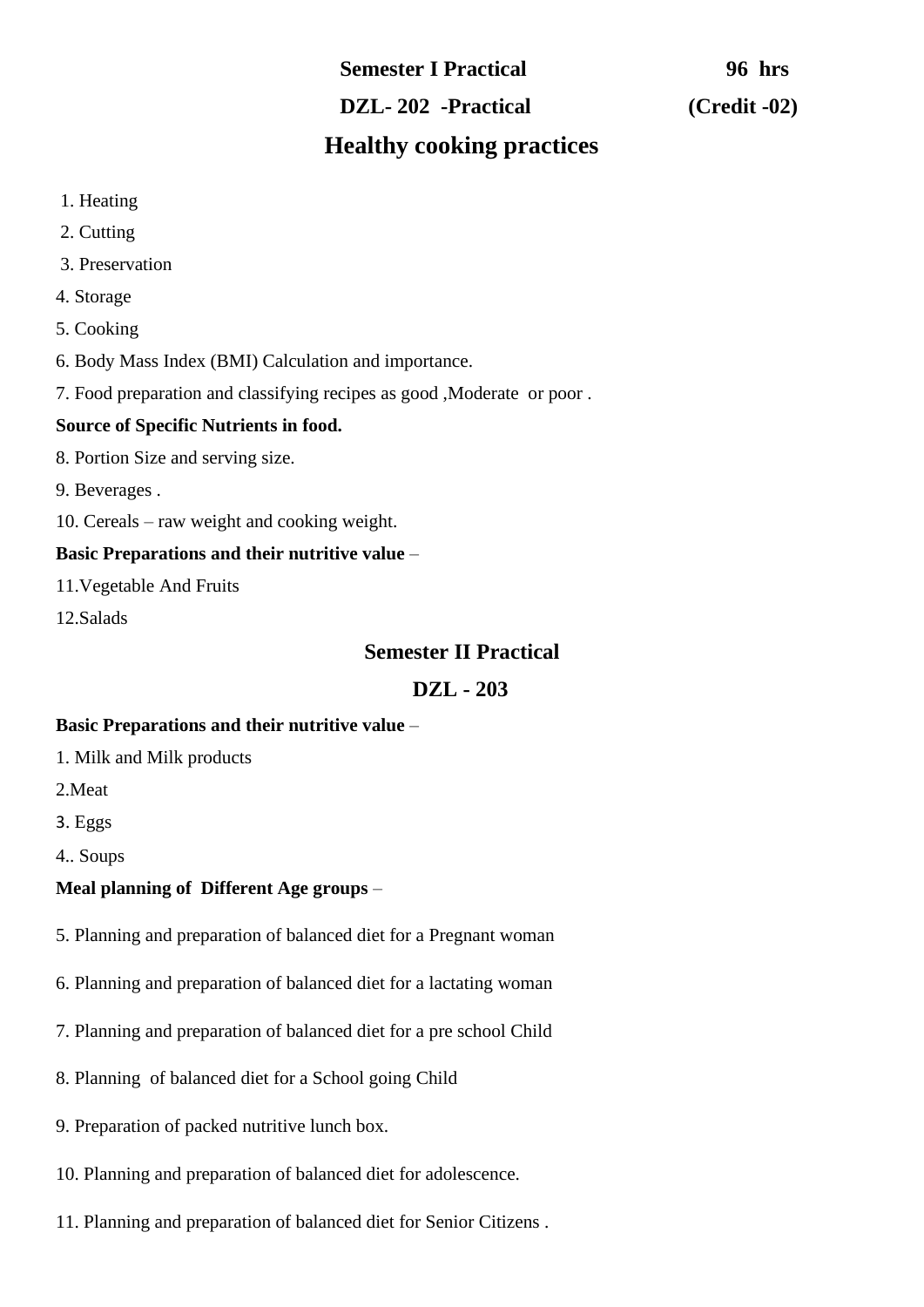**Semester I Practical** **96 hrs**

**DZL- 202 -Practical** **(Credit -02)**

## Healthy cooking practices

1. Heating
2. Cutting
3. Preservation
4. Storage
5. Cooking
6. Body Mass Index (BMI) Calculation and importance.
7. Food preparation and classifying recipes as good ,Moderate or poor .

**Source of Specific Nutrients in food.**

8. Portion Size and serving size.
9. Beverages .
10. Cereals – raw weight and cooking weight.

**Basic Preparations and their nutritive value** –

11. Vegetable And Fruits
12. Salads

### Semester II Practical

### DZL - 203

**Basic Preparations and their nutritive value** –

1. Milk and Milk products
2. Meat
3. Eggs
4. Soups

**Meal planning of Different Age groups** –

5. Planning and preparation of balanced diet for a Pregnant woman
6. Planning and preparation of balanced diet for a lactating woman
7. Planning and preparation of balanced diet for a pre school Child
8. Planning of balanced diet for a School going Child
9. Preparation of packed nutritive lunch box.
10. Planning and preparation of balanced diet for adolescence.
11. Planning and preparation of balanced diet for Senior Citizens .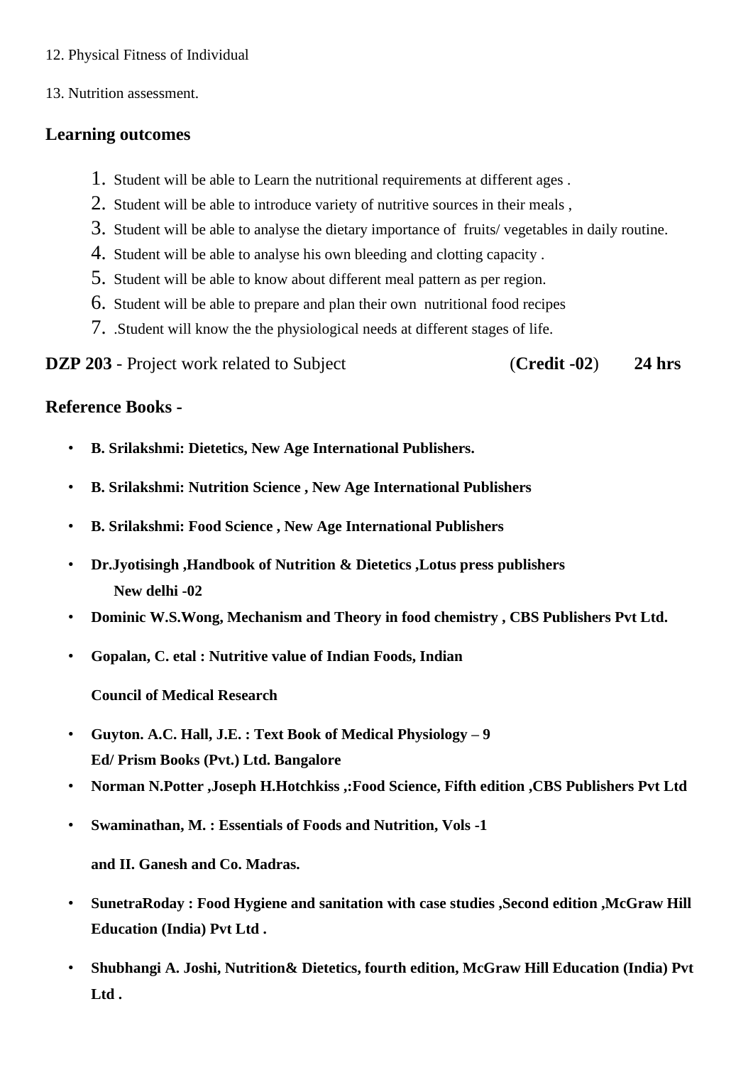12. Physical Fitness of Individual

13. Nutrition assessment.

## Learning outcomes

1. Student will be able to Learn the nutritional requirements at different ages .
2. Student will be able to introduce variety of nutritive sources in their meals ,
3. Student will be able to analyse the dietary importance of fruits/ vegetables in daily routine.
4. Student will be able to analyse his own bleeding and clotting capacity .
5. Student will be able to know about different meal pattern as per region.
6. Student will be able to prepare and plan their own nutritional food recipes
7. .Student will know the the physiological needs at different stages of life.

**DZP 203** - Project work related to Subject (**Credit -02**) **24 hrs**

## Reference Books -

- **B. Srilakshmi: Dietetics, New Age International Publishers.**
- **B. Srilakshmi: Nutrition Science , New Age International Publishers**
- **B. Srilakshmi: Food Science , New Age International Publishers**
- **Dr.Jyotisingh ,Handbook of Nutrition & Dietetics ,Lotus press publishers New delhi -02**
- **Dominic W.S.Wong, Mechanism and Theory in food chemistry , CBS Publishers Pvt Ltd.**
- **Gopalan, C. etal : Nutritive value of Indian Foods, Indian Council of Medical Research**
- **Guyton. A.C. Hall, J.E. : Text Book of Medical Physiology – 9 Ed/ Prism Books (Pvt.) Ltd. Bangalore**
- **Norman N.Potter ,Joseph H.Hotchkiss ,:Food Science, Fifth edition ,CBS Publishers Pvt Ltd**
- **Swaminathan, M. : Essentials of Foods and Nutrition, Vols -1 and II. Ganesh and Co. Madras.**
- **SunetraRoday : Food Hygiene and sanitation with case studies ,Second edition ,McGraw Hill Education (India) Pvt Ltd .**
- **Shubhangi A. Joshi, Nutrition& Dietetics, fourth edition, McGraw Hill Education (India) Pvt Ltd .**